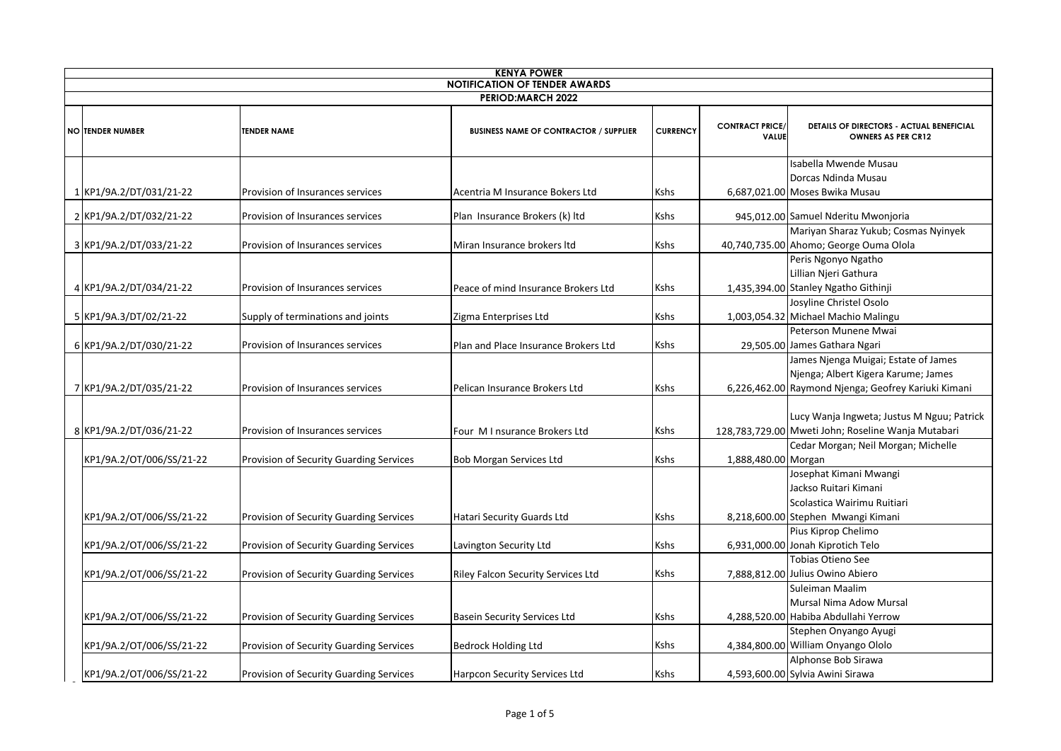**KENYA POWER**

**NOTIFICATION OF TENDER AWARDS**

**PERIOD:MARCH 2022**

| NO | TENDER NUMBER | TENDER NAME | BUSINESS NAME OF CONTRACTOR / SUPPLIER | CURRENCY | CONTRACT PRICE/ VALUE | DETAILS OF DIRECTORS - ACTUAL BENEFICIAL OWNERS AS PER CR12 |
|---|---|---|---|---|---|---|
| 1 | KP1/9A.2/DT/031/21-22 | Provision of Insurances services | Acentria M Insurance Bokers Ltd | Kshs | 6,687,021.00 | Isabella Mwende Musau<br>Dorcas Ndinda Musau<br>Moses Bwika Musau |
| 2 | KP1/9A.2/DT/032/21-22 | Provision of Insurances services | Plan Insurance Brokers (k) ltd | Kshs | 945,012.00 | Samuel Nderitu Mwonjoria |
| 3 | KP1/9A.2/DT/033/21-22 | Provision of Insurances services | Miran Insurance brokers ltd | Kshs | 40,740,735.00 | Mariyan Sharaz Yukub; Cosmas Nyinyek Ahomo; George Ouma Olola |
| 4 | KP1/9A.2/DT/034/21-22 | Provision of Insurances services | Peace of mind Insurance Brokers Ltd | Kshs | 1,435,394.00 | Peris Ngonyo Ngatho<br>Lillian Njeri Gathura<br>Stanley Ngatho Githinji |
| 5 | KP1/9A.3/DT/02/21-22 | Supply of terminations and joints | Zigma Enterprises Ltd | Kshs | 1,003,054.32 | Josyline Christel Osolo<br>Michael Machio Malingu |
| 6 | KP1/9A.2/DT/030/21-22 | Provision of Insurances services | Plan and Place Insurance Brokers Ltd | Kshs | 29,505.00 | Peterson Munene Mwai<br>James Gathara Ngari |
| 7 | KP1/9A.2/DT/035/21-22 | Provision of Insurances services | Pelican Insurance Brokers Ltd | Kshs | 6,226,462.00 | James Njenga Muigai; Estate of James Njenga; Albert Kigera Karume; James Raymond Njenga; Geofrey Kariuki Kimani |
| 8 | KP1/9A.2/DT/036/21-22 | Provision of Insurances services | Four M I nsurance Brokers Ltd | Kshs | 128,783,729.00 | Lucy Wanja Ingweta; Justus M Nguu; Patrick Mweti John; Roseline Wanja Mutabari |
| | KP1/9A.2/OT/006/SS/21-22 | Provision of Security Guarding Services | Bob Morgan Services Ltd | Kshs | 1,888,480.00 | Cedar Morgan; Neil Morgan; Michelle Morgan |
| | KP1/9A.2/OT/006/SS/21-22 | Provision of Security Guarding Services | Hatari Security Guards Ltd | Kshs | 8,218,600.00 | Josephat Kimani Mwangi<br>Jackso Ruitari Kimani<br>Scolastica Wairimu Ruitiari<br>Stephen Mwangi Kimani |
| | KP1/9A.2/OT/006/SS/21-22 | Provision of Security Guarding Services | Lavington Security Ltd | Kshs | 6,931,000.00 | Pius Kiprop Chelimo<br>Jonah Kiprotich Telo |
| | KP1/9A.2/OT/006/SS/21-22 | Provision of Security Guarding Services | Riley Falcon Security Services Ltd | Kshs | 7,888,812.00 | Tobias Otieno See<br>Julius Owino Abiero |
| | KP1/9A.2/OT/006/SS/21-22 | Provision of Security Guarding Services | Basein Security Services Ltd | Kshs | 4,288,520.00 | Suleiman Maalim<br>Mursal Nima Adow Mursal<br>Habiba Abdullahi Yerrow |
| | KP1/9A.2/OT/006/SS/21-22 | Provision of Security Guarding Services | Bedrock Holding Ltd | Kshs | 4,384,800.00 | Stephen Onyango Ayugi<br>William Onyango Ololo |
| | KP1/9A.2/OT/006/SS/21-22 | Provision of Security Guarding Services | Harpcon Security Services Ltd | Kshs | 4,593,600.00 | Alphonse Bob Sirawa<br>Sylvia Awini Sirawa |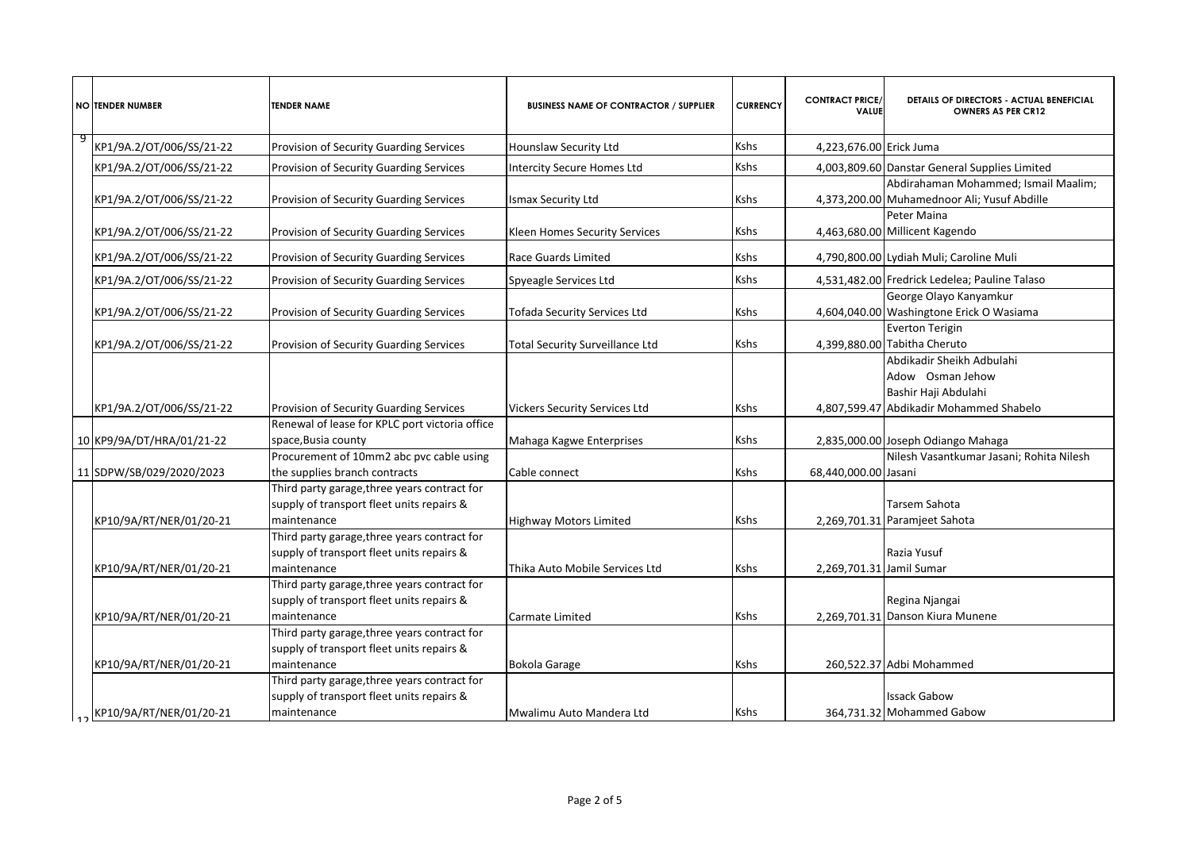| NO | TENDER NUMBER | TENDER NAME | BUSINESS NAME OF CONTRACTOR / SUPPLIER | CURRENCY | CONTRACT PRICE/ VALUE | DETAILS OF DIRECTORS - ACTUAL BENEFICIAL OWNERS AS PER CR12 |
|---|---|---|---|---|---|---|
| 9 | KP1/9A.2/OT/006/SS/21-22 | Provision of Security Guarding Services | Hounslaw Security Ltd | Kshs | 4,223,676.00 | Erick Juma |
| | KP1/9A.2/OT/006/SS/21-22 | Provision of Security Guarding Services | Intercity Secure Homes Ltd | Kshs | 4,003,809.60 | Danstar General Supplies Limited |
| | KP1/9A.2/OT/006/SS/21-22 | Provision of Security Guarding Services | Ismax Security Ltd | Kshs | 4,373,200.00 | Abdirahaman Mohammed; Ismail Maalim; Muhamednoor Ali; Yusuf Abdille |
| | KP1/9A.2/OT/006/SS/21-22 | Provision of Security Guarding Services | Kleen Homes Security Services | Kshs | 4,463,680.00 | Peter Maina Millicent Kagendo |
| | KP1/9A.2/OT/006/SS/21-22 | Provision of Security Guarding Services | Race Guards Limited | Kshs | 4,790,800.00 | Lydiah Muli; Caroline Muli |
| | KP1/9A.2/OT/006/SS/21-22 | Provision of Security Guarding Services | Spyeagle Services Ltd | Kshs | 4,531,482.00 | Fredrick Ledelea; Pauline Talaso |
| | KP1/9A.2/OT/006/SS/21-22 | Provision of Security Guarding Services | Tofada Security Services Ltd | Kshs | 4,604,040.00 | George Olayo Kanyamkur Washingtone Erick O Wasiama |
| | KP1/9A.2/OT/006/SS/21-22 | Provision of Security Guarding Services | Total Security Surveillance Ltd | Kshs | 4,399,880.00 | Everton Terigin Tabitha Cheruto |
| | KP1/9A.2/OT/006/SS/21-22 | Provision of Security Guarding Services | Vickers Security Services Ltd | Kshs | 4,807,599.47 | Abdikadir Sheikh Adbulahi Adow Osman Jehow Bashir Haji Abdulahi Abdikadir Mohammed Shabelo |
| 10 | KP9/9A/DT/HRA/01/21-22 | Renewal of lease for KPLC port victoria office space,Busia county | Mahaga Kagwe Enterprises | Kshs | 2,835,000.00 | Joseph Odiango Mahaga |
| 11 | SDPW/SB/029/2020/2023 | Procurement of 10mm2 abc pvc cable using the supplies branch contracts | Cable connect | Kshs | 68,440,000.00 | Nilesh Vasantkumar Jasani; Rohita Nilesh Jasani |
| | KP10/9A/RT/NER/01/20-21 | Third party garage,three years contract for supply of transport fleet units repairs & maintenance | Highway Motors Limited | Kshs | 2,269,701.31 | Tarsem Sahota Paramjeet Sahota |
| | KP10/9A/RT/NER/01/20-21 | Third party garage,three years contract for supply of transport fleet units repairs & maintenance | Thika Auto Mobile Services Ltd | Kshs | 2,269,701.31 | Razia Yusuf Jamil Sumar |
| | KP10/9A/RT/NER/01/20-21 | Third party garage,three years contract for supply of transport fleet units repairs & maintenance | Carmate Limited | Kshs | 2,269,701.31 | Regina Njangai Danson Kiura Munene |
| | KP10/9A/RT/NER/01/20-21 | Third party garage,three years contract for supply of transport fleet units repairs & maintenance | Bokola Garage | Kshs | 260,522.37 | Adbi Mohammed |
| 12 | KP10/9A/RT/NER/01/20-21 | Third party garage,three years contract for supply of transport fleet units repairs & maintenance | Mwalimu Auto Mandera Ltd | Kshs | 364,731.32 | Issack Gabow Mohammed Gabow |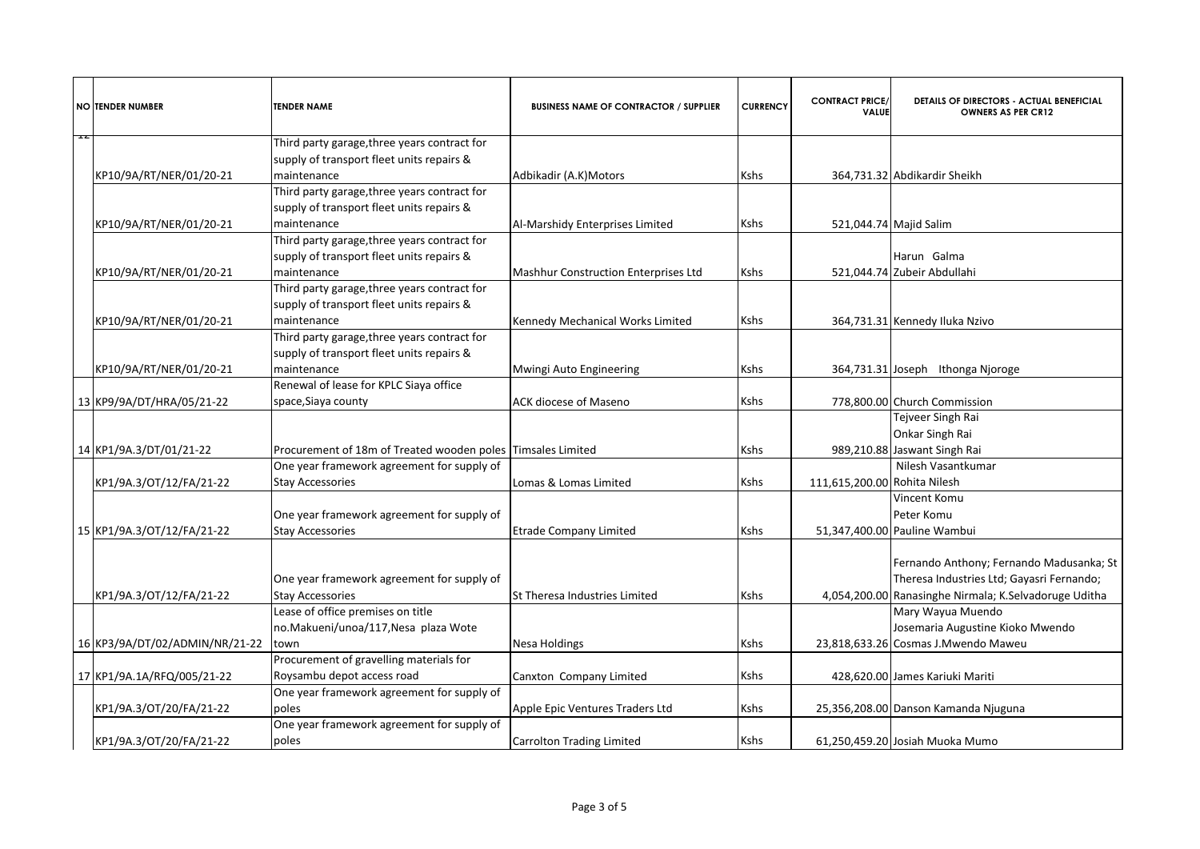| NO | TENDER NUMBER | TENDER NAME | BUSINESS NAME OF CONTRACTOR / SUPPLIER | CURRENCY | CONTRACT PRICE/ VALUE | DETAILS OF DIRECTORS - ACTUAL BENEFICIAL OWNERS AS PER CR12 |
|---|---|---|---|---|---|---|
| 12 | KP10/9A/RT/NER/01/20-21 | Third party garage,three years contract for supply of transport fleet units repairs & maintenance | Adbikadir (A.K)Motors | Kshs | 364,731.32 | Abdikardir Sheikh |
| | KP10/9A/RT/NER/01/20-21 | Third party garage,three years contract for supply of transport fleet units repairs & maintenance | Al-Marshidy Enterprises Limited | Kshs | 521,044.74 | Majid Salim |
| | KP10/9A/RT/NER/01/20-21 | Third party garage,three years contract for supply of transport fleet units repairs & maintenance | Mashhur Construction Enterprises Ltd | Kshs | 521,044.74 | Harun Galma<br>Zubeir Abdullahi |
| | KP10/9A/RT/NER/01/20-21 | Third party garage,three years contract for supply of transport fleet units repairs & maintenance | Kennedy Mechanical Works Limited | Kshs | 364,731.31 | Kennedy Iluka Nzivo |
| | KP10/9A/RT/NER/01/20-21 | Third party garage,three years contract for supply of transport fleet units repairs & maintenance | Mwingi Auto Engineering | Kshs | 364,731.31 | Joseph Ithonga Njoroge |
| 13 | KP9/9A/DT/HRA/05/21-22 | Renewal of lease for KPLC Siaya office space,Siaya county | ACK diocese of Maseno | Kshs | 778,800.00 | Church Commission |
| 14 | KP1/9A.3/DT/01/21-22 | Procurement of 18m of Treated wooden poles | Timsales Limited | Kshs | 989,210.88 | Tejveer Singh Rai<br>Onkar Singh Rai<br>Jaswant Singh Rai |
| | KP1/9A.3/OT/12/FA/21-22 | One year framework agreement for supply of Stay Accessories | Lomas & Lomas Limited | Kshs | 111,615,200.00 | Nilesh Vasantkumar<br>Rohita Nilesh |
| 15 | KP1/9A.3/OT/12/FA/21-22 | One year framework agreement for supply of Stay Accessories | Etrade Company Limited | Kshs | 51,347,400.00 | Vincent Komu<br>Peter Komu<br>Pauline Wambui |
| | KP1/9A.3/OT/12/FA/21-22 | One year framework agreement for supply of Stay Accessories | St Theresa Industries Limited | Kshs | 4,054,200.00 | Fernando Anthony; Fernando Madusanka; St Theresa Industries Ltd; Gayasri Fernando; Ranasinghe Nirmala; K.Selvadoruge Uditha |
| 16 | KP3/9A/DT/02/ADMIN/NR/21-22 | Lease of office premises on title no.Makueni/unoa/117,Nesa plaza Wote town | Nesa Holdings | Kshs | 23,818,633.26 | Mary Wayua Muendo<br>Josemaria Augustine Kioko Mwendo<br>Cosmas J.Mwendo Maweu |
| 17 | KP1/9A.1A/RFQ/005/21-22 | Procurement of gravelling materials for Roysambu depot access road | Canxton Company Limited | Kshs | 428,620.00 | James Kariuki Mariti |
| | KP1/9A.3/OT/20/FA/21-22 | One year framework agreement for supply of poles | Apple Epic Ventures Traders Ltd | Kshs | 25,356,208.00 | Danson Kamanda Njuguna |
| | KP1/9A.3/OT/20/FA/21-22 | One year framework agreement for supply of poles | Carrolton Trading Limited | Kshs | 61,250,459.20 | Josiah Muoka Mumo |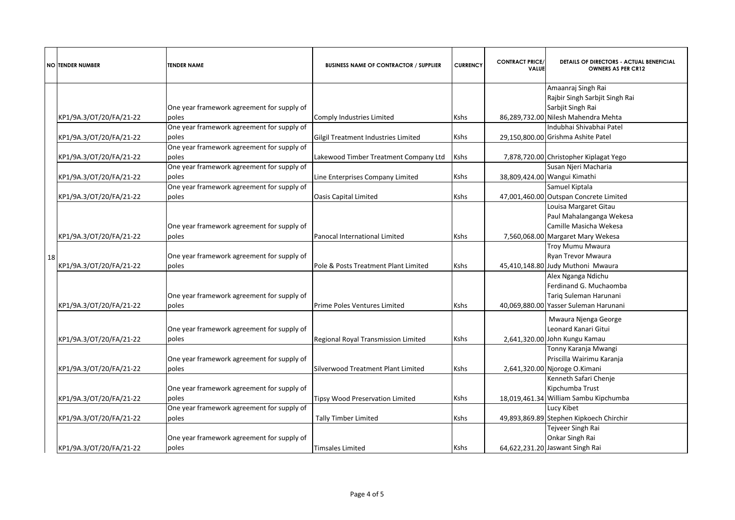| NO | TENDER NUMBER | TENDER NAME | BUSINESS NAME OF CONTRACTOR / SUPPLIER | CURRENCY | CONTRACT PRICE/ VALUE | DETAILS OF DIRECTORS - ACTUAL BENEFICIAL OWNERS AS PER CR12 |
|---|---|---|---|---|---|---|
| 18 | KP1/9A.3/OT/20/FA/21-22 | One year framework agreement for supply of poles | Comply Industries Limited | Kshs | 86,289,732.00 | Amaanraj Singh Rai<br>Rajbir Singh Sarbjit Singh Rai<br>Sarbjit Singh Rai<br>Nilesh Mahendra Mehta |
| | KP1/9A.3/OT/20/FA/21-22 | One year framework agreement for supply of poles | Gilgil Treatment Industries Limited | Kshs | 29,150,800.00 | Indubhai Shivabhai Patel<br>Grishma Ashite Patel |
| | KP1/9A.3/OT/20/FA/21-22 | One year framework agreement for supply of poles | Lakewood Timber Treatment Company Ltd | Kshs | 7,878,720.00 | Christopher Kiplagat Yego |
| | KP1/9A.3/OT/20/FA/21-22 | One year framework agreement for supply of poles | Line Enterprises Company Limited | Kshs | 38,809,424.00 | Susan Njeri Macharia<br>Wangui Kimathi |
| | KP1/9A.3/OT/20/FA/21-22 | One year framework agreement for supply of poles | Oasis Capital Limited | Kshs | 47,001,460.00 | Samuel Kiptala<br>Outspan Concrete Limited |
| | KP1/9A.3/OT/20/FA/21-22 | One year framework agreement for supply of poles | Panocal International Limited | Kshs | 7,560,068.00 | Louisa Margaret Gitau<br>Paul Mahalanganga Wekesa<br>Camille Masicha Wekesa<br>Margaret Mary Wekesa |
| | KP1/9A.3/OT/20/FA/21-22 | One year framework agreement for supply of poles | Pole & Posts Treatment Plant Limited | Kshs | 45,410,148.80 | Troy Mumu Mwaura<br>Ryan Trevor Mwaura<br>Judy Muthoni Mwaura |
| | KP1/9A.3/OT/20/FA/21-22 | One year framework agreement for supply of poles | Prime Poles Ventures Limited | Kshs | 40,069,880.00 | Alex Nganga Ndichu<br>Ferdinand G. Muchaomba<br>Tariq Suleman Harunani<br>Yasser Suleman Harunani |
| | KP1/9A.3/OT/20/FA/21-22 | One year framework agreement for supply of poles | Regional Royal Transmission Limited | Kshs | 2,641,320.00 | Mwaura Njenga George<br>Leonard Kanari Gitui<br>John Kungu Kamau |
| | KP1/9A.3/OT/20/FA/21-22 | One year framework agreement for supply of poles | Silverwood Treatment Plant Limited | Kshs | 2,641,320.00 | Tonny Karanja Mwangi<br>Priscilla Wairimu Karanja<br>Njoroge O.Kimani |
| | KP1/9A.3/OT/20/FA/21-22 | One year framework agreement for supply of poles | Tipsy Wood Preservation Limited | Kshs | 18,019,461.34 | Kenneth Safari Chenje<br>Kipchumba Trust<br>William Sambu Kipchumba |
| | KP1/9A.3/OT/20/FA/21-22 | One year framework agreement for supply of poles | Tally Timber Limited | Kshs | 49,893,869.89 | Lucy Kibet<br>Stephen Kipkoech Chirchir |
| | KP1/9A.3/OT/20/FA/21-22 | One year framework agreement for supply of poles | Timsales Limited | Kshs | 64,622,231.20 | Tejveer Singh Rai<br>Onkar Singh Rai<br>Jaswant Singh Rai |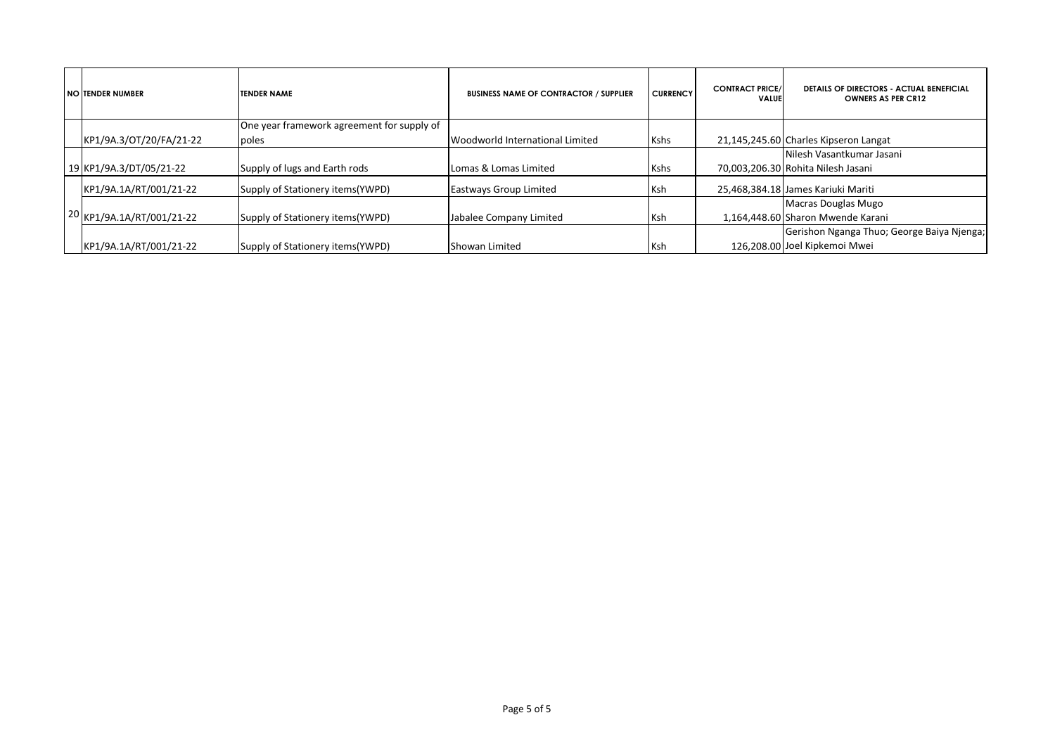| NO | TENDER NUMBER | TENDER NAME | BUSINESS NAME OF CONTRACTOR / SUPPLIER | CURRENCY | CONTRACT PRICE/ VALUE | DETAILS OF DIRECTORS - ACTUAL BENEFICIAL OWNERS AS PER CR12 |
|---|---|---|---|---|---|---|
| | KP1/9A.3/OT/20/FA/21-22 | One year framework agreement for supply of poles | Woodworld International Limited | Kshs | 21,145,245.60 | Charles Kipseron Langat |
| 19 | KP1/9A.3/DT/05/21-22 | Supply of lugs and Earth rods | Lomas & Lomas Limited | Kshs | 70,003,206.30 | Nilesh Vasantkumar Jasani<br>Rohita Nilesh Jasani |
| 20 | KP1/9A.1A/RT/001/21-22 | Supply of Stationery items(YWPD) | Eastways Group Limited | Ksh | 25,468,384.18 | James Kariuki Mariti |
| | KP1/9A.1A/RT/001/21-22 | Supply of Stationery items(YWPD) | Jabalee Company Limited | Ksh | 1,164,448.60 | Macras Douglas Mugo<br>Sharon Mwende Karani |
| | KP1/9A.1A/RT/001/21-22 | Supply of Stationery items(YWPD) | Showan Limited | Ksh | 126,208.00 | Gerishon Nganga Thuo; George Baiya Njenga; Joel Kipkemoi Mwei |